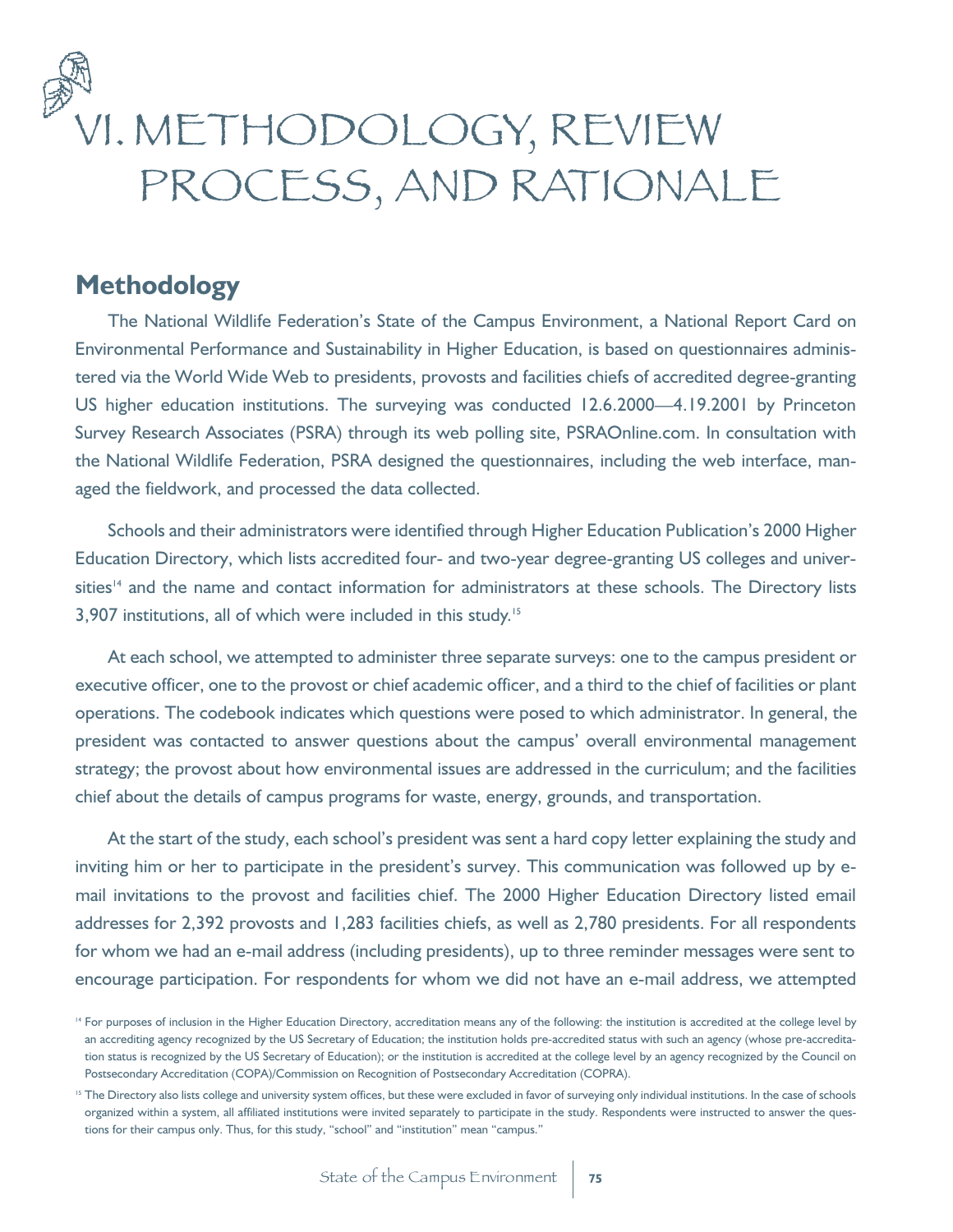# VI. METHODOLOGY, REVIEW PROCESS, AND RATIONALE

## Methodology

The National Wildlife Federation's State of the Campus Environment, a National Report Card on Environmental Performance and Sustainability in Higher Education, is based on questionnaires administered via the World Wide Web to presidents, provosts and facilities chiefs of accredited degree-granting US higher education institutions. The surveying was conducted 12.6.2000—4.19.2001 by Princeton Survey Research Associates (PSRA) through its web polling site, PSRAOnline.com. In consultation with the National Wildlife Federation, PSRA designed the questionnaires, including the web interface, managed the fieldwork, and processed the data collected.

Schools and their administrators were identified through Higher Education Publication's 2000 Higher Education Directory, which lists accredited four- and two-year degree-granting US colleges and universities[14] and the name and contact information for administrators at these schools. The Directory lists 3,907 institutions, all of which were included in this study.[15]

At each school, we attempted to administer three separate surveys: one to the campus president or executive officer, one to the provost or chief academic officer, and a third to the chief of facilities or plant operations. The codebook indicates which questions were posed to which administrator. In general, the president was contacted to answer questions about the campus' overall environmental management strategy; the provost about how environmental issues are addressed in the curriculum; and the facilities chief about the details of campus programs for waste, energy, grounds, and transportation.

At the start of the study, each school's president was sent a hard copy letter explaining the study and inviting him or her to participate in the president's survey. This communication was followed up by e-mail invitations to the provost and facilities chief. The 2000 Higher Education Directory listed email addresses for 2,392 provosts and 1,283 facilities chiefs, as well as 2,780 presidents. For all respondents for whom we had an e-mail address (including presidents), up to three reminder messages were sent to encourage participation. For respondents for whom we did not have an e-mail address, we attempted

[14] For purposes of inclusion in the Higher Education Directory, accreditation means any of the following: the institution is accredited at the college level by an accrediting agency recognized by the US Secretary of Education; the institution holds pre-accredited status with such an agency (whose pre-accreditation status is recognized by the US Secretary of Education); or the institution is accredited at the college level by an agency recognized by the Council on Postsecondary Accreditation (COPA)/Commission on Recognition of Postsecondary Accreditation (COPRA).

[15] The Directory also lists college and university system offices, but these were excluded in favor of surveying only individual institutions. In the case of schools organized within a system, all affiliated institutions were invited separately to participate in the study. Respondents were instructed to answer the questions for their campus only. Thus, for this study, "school" and "institution" mean "campus."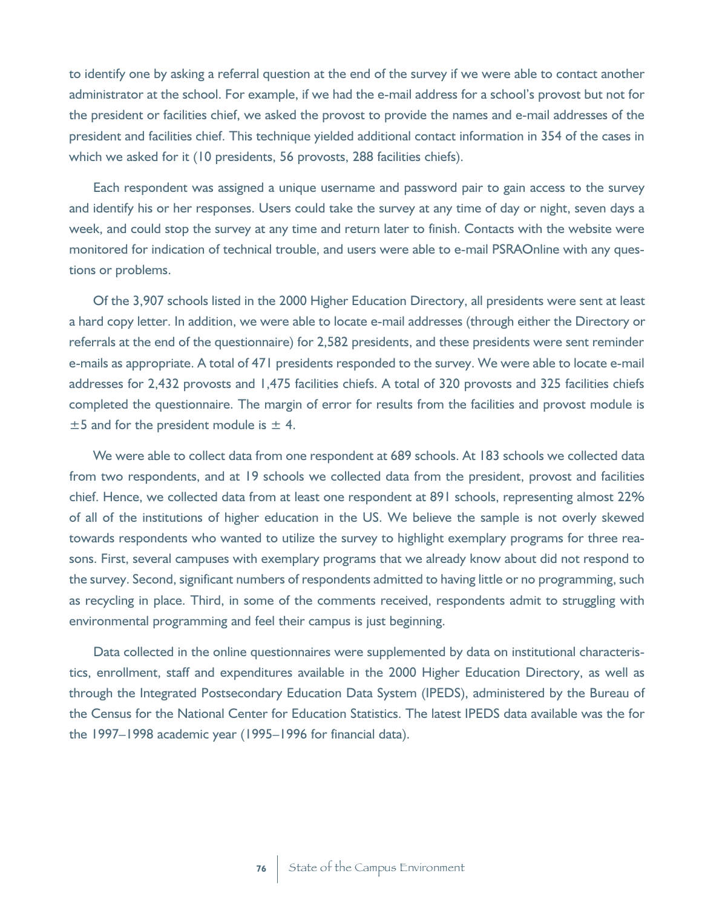to identify one by asking a referral question at the end of the survey if we were able to contact another administrator at the school. For example, if we had the e-mail address for a school's provost but not for the president or facilities chief, we asked the provost to provide the names and e-mail addresses of the president and facilities chief. This technique yielded additional contact information in 354 of the cases in which we asked for it (10 presidents, 56 provosts, 288 facilities chiefs).

Each respondent was assigned a unique username and password pair to gain access to the survey and identify his or her responses. Users could take the survey at any time of day or night, seven days a week, and could stop the survey at any time and return later to finish. Contacts with the website were monitored for indication of technical trouble, and users were able to e-mail PSRAOnline with any questions or problems.

Of the 3,907 schools listed in the 2000 Higher Education Directory, all presidents were sent at least a hard copy letter. In addition, we were able to locate e-mail addresses (through either the Directory or referrals at the end of the questionnaire) for 2,582 presidents, and these presidents were sent reminder e-mails as appropriate. A total of 471 presidents responded to the survey. We were able to locate e-mail addresses for 2,432 provosts and 1,475 facilities chiefs. A total of 320 provosts and 325 facilities chiefs completed the questionnaire. The margin of error for results from the facilities and provost module is $\pm 5$ and for the president module is $\pm$ 4.

We were able to collect data from one respondent at 689 schools. At 183 schools we collected data from two respondents, and at 19 schools we collected data from the president, provost and facilities chief. Hence, we collected data from at least one respondent at 891 schools, representing almost 22% of all of the institutions of higher education in the US. We believe the sample is not overly skewed towards respondents who wanted to utilize the survey to highlight exemplary programs for three reasons. First, several campuses with exemplary programs that we already know about did not respond to the survey. Second, significant numbers of respondents admitted to having little or no programming, such as recycling in place. Third, in some of the comments received, respondents admit to struggling with environmental programming and feel their campus is just beginning.

Data collected in the online questionnaires were supplemented by data on institutional characteristics, enrollment, staff and expenditures available in the 2000 Higher Education Directory, as well as through the Integrated Postsecondary Education Data System (IPEDS), administered by the Bureau of the Census for the National Center for Education Statistics. The latest IPEDS data available was the for the 1997–1998 academic year (1995–1996 for financial data).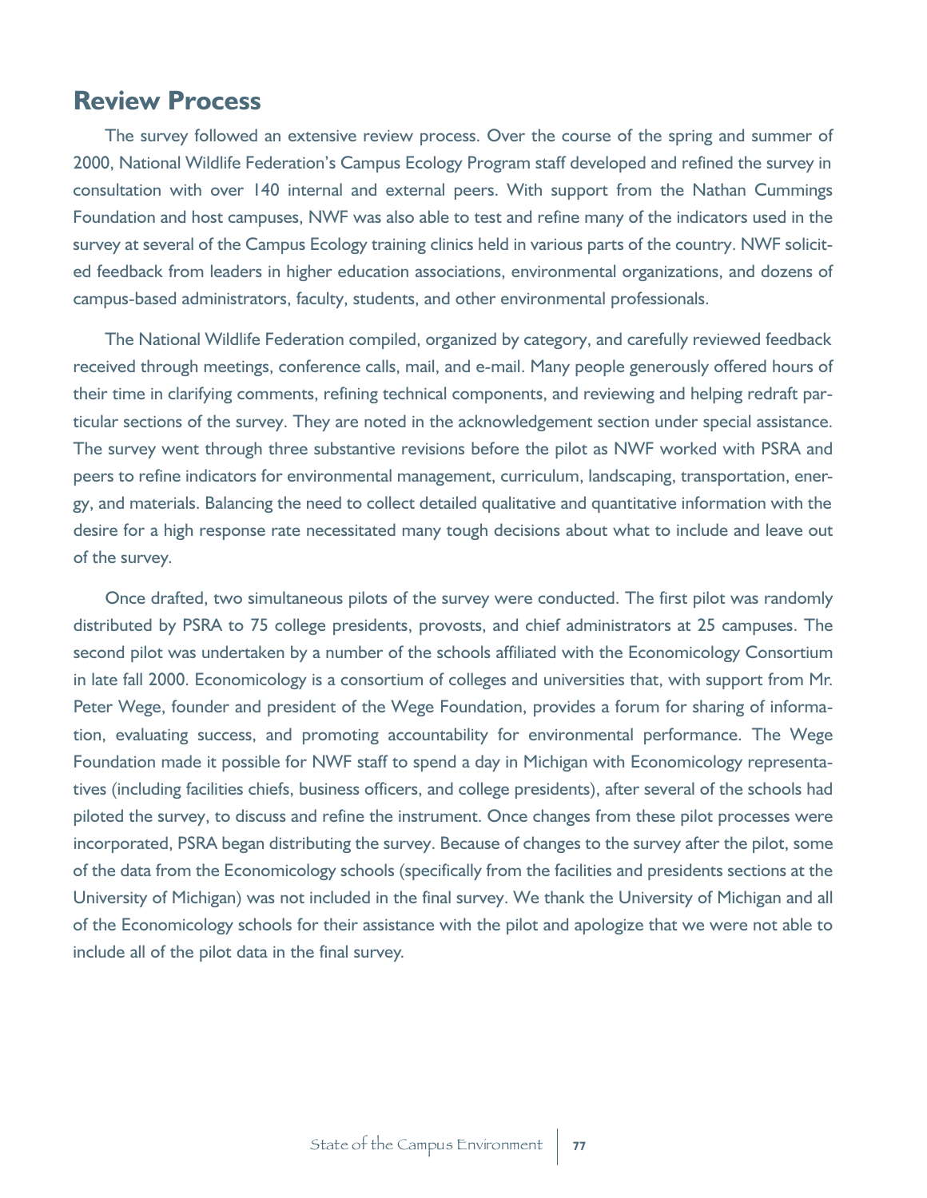## Review Process

The survey followed an extensive review process. Over the course of the spring and summer of 2000, National Wildlife Federation's Campus Ecology Program staff developed and refined the survey in consultation with over 140 internal and external peers. With support from the Nathan Cummings Foundation and host campuses, NWF was also able to test and refine many of the indicators used in the survey at several of the Campus Ecology training clinics held in various parts of the country. NWF solicited feedback from leaders in higher education associations, environmental organizations, and dozens of campus-based administrators, faculty, students, and other environmental professionals.

The National Wildlife Federation compiled, organized by category, and carefully reviewed feedback received through meetings, conference calls, mail, and e-mail. Many people generously offered hours of their time in clarifying comments, refining technical components, and reviewing and helping redraft particular sections of the survey. They are noted in the acknowledgement section under special assistance. The survey went through three substantive revisions before the pilot as NWF worked with PSRA and peers to refine indicators for environmental management, curriculum, landscaping, transportation, energy, and materials. Balancing the need to collect detailed qualitative and quantitative information with the desire for a high response rate necessitated many tough decisions about what to include and leave out of the survey.

Once drafted, two simultaneous pilots of the survey were conducted. The first pilot was randomly distributed by PSRA to 75 college presidents, provosts, and chief administrators at 25 campuses. The second pilot was undertaken by a number of the schools affiliated with the Economicology Consortium in late fall 2000. Economicology is a consortium of colleges and universities that, with support from Mr. Peter Wege, founder and president of the Wege Foundation, provides a forum for sharing of information, evaluating success, and promoting accountability for environmental performance. The Wege Foundation made it possible for NWF staff to spend a day in Michigan with Economicology representatives (including facilities chiefs, business officers, and college presidents), after several of the schools had piloted the survey, to discuss and refine the instrument. Once changes from these pilot processes were incorporated, PSRA began distributing the survey. Because of changes to the survey after the pilot, some of the data from the Economicology schools (specifically from the facilities and presidents sections at the University of Michigan) was not included in the final survey. We thank the University of Michigan and all of the Economicology schools for their assistance with the pilot and apologize that we were not able to include all of the pilot data in the final survey.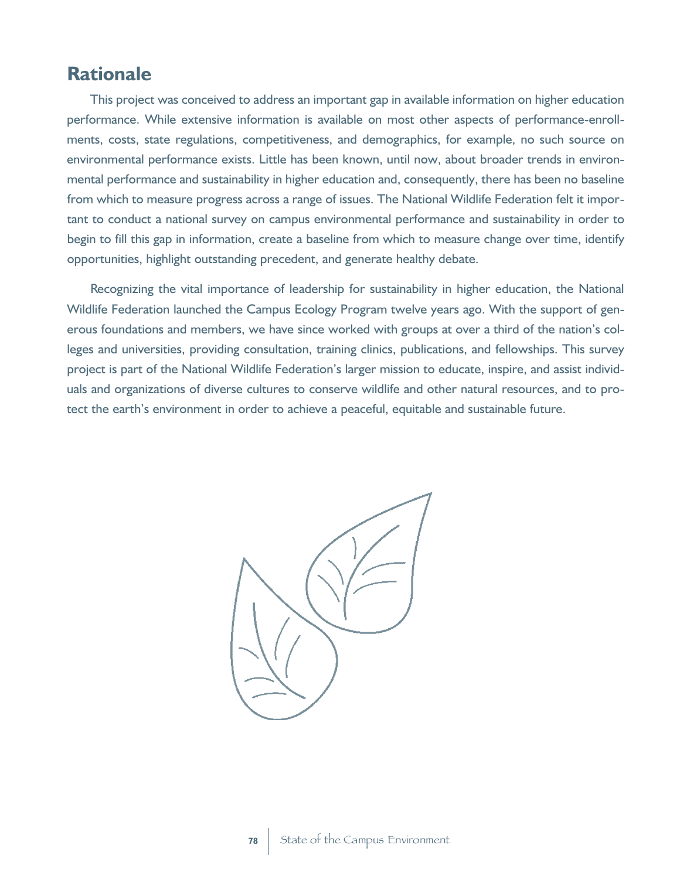## Rationale

This project was conceived to address an important gap in available information on higher education performance. While extensive information is available on most other aspects of performance-enrollments, costs, state regulations, competitiveness, and demographics, for example, no such source on environmental performance exists. Little has been known, until now, about broader trends in environmental performance and sustainability in higher education and, consequently, there has been no baseline from which to measure progress across a range of issues. The National Wildlife Federation felt it important to conduct a national survey on campus environmental performance and sustainability in order to begin to fill this gap in information, create a baseline from which to measure change over time, identify opportunities, highlight outstanding precedent, and generate healthy debate.

Recognizing the vital importance of leadership for sustainability in higher education, the National Wildlife Federation launched the Campus Ecology Program twelve years ago. With the support of generous foundations and members, we have since worked with groups at over a third of the nation's colleges and universities, providing consultation, training clinics, publications, and fellowships. This survey project is part of the National Wildlife Federation's larger mission to educate, inspire, and assist individuals and organizations of diverse cultures to conserve wildlife and other natural resources, and to protect the earth's environment in order to achieve a peaceful, equitable and sustainable future.